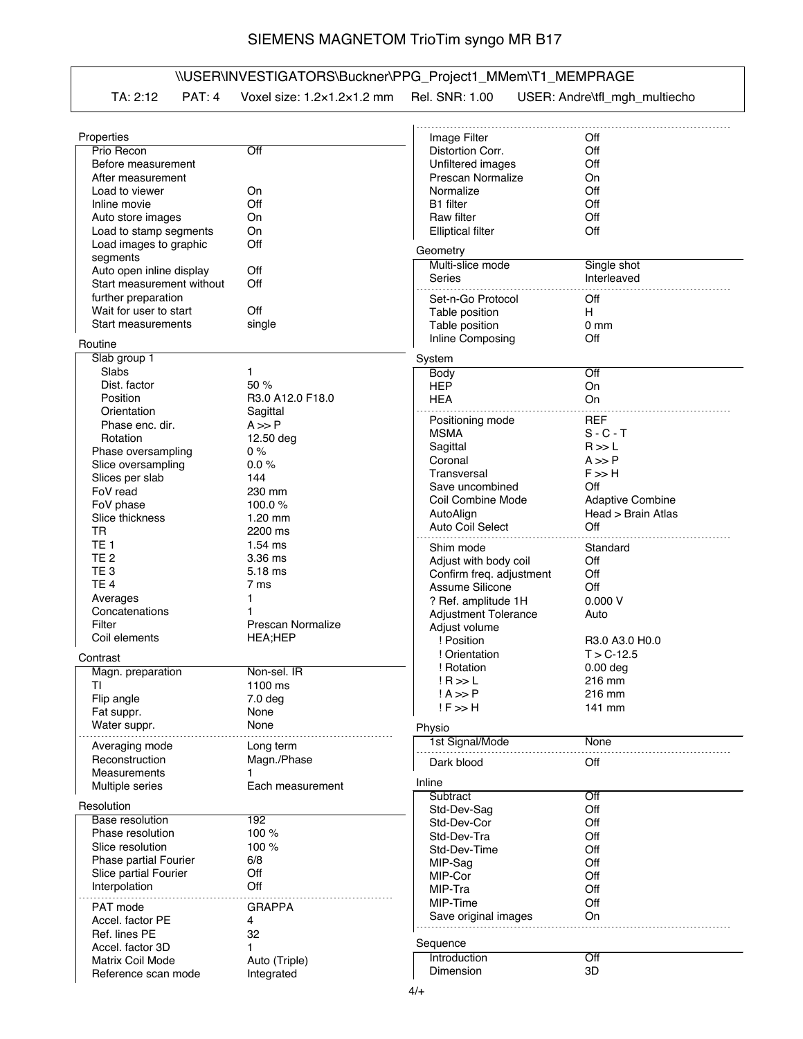# SIEMENS MAGNETOM TrioTim syngo MR B17

## \\USER\INVESTIGATORS\Buckner\PPG_Project1_MMem\T1_MEMPRAGE

TA: 2:12 PAT: 4 Voxel size: 1.2×1.2×1.2 mm Rel. SNR: 1.00 USER: Andre\tfl_mgh_multiecho

### Properties

| | |
|---|---|
| Prio Recon | Off |
| Before measurement | |
| After measurement | |
| Load to viewer | On |
| Inline movie | Off |
| Auto store images | On |
| Load to stamp segments | On |
| Load images to graphic segments | Off |
| Auto open inline display | Off |
| Start measurement without further preparation | Off |
| Wait for user to start | Off |
| Start measurements | single |

### Routine

| | |
|---|---|
| Slab group 1 | |
| Slabs | 1 |
| Dist. factor | 50 % |
| Position | R3.0 A12.0 F18.0 |
| Orientation | Sagittal |
| Phase enc. dir. | A >> P |
| Rotation | 12.50 deg |
| Phase oversampling | 0 % |
| Slice oversampling | 0.0 % |
| Slices per slab | 144 |
| FoV read | 230 mm |
| FoV phase | 100.0 % |
| Slice thickness | 1.20 mm |
| TR | 2200 ms |
| TE 1 | 1.54 ms |
| TE 2 | 3.36 ms |
| TE 3 | 5.18 ms |
| TE 4 | 7 ms |
| Averages | 1 |
| Concatenations | 1 |
| Filter | Prescan Normalize |
| Coil elements | HEA;HEP |

### Contrast

| | |
|---|---|
| Magn. preparation | Non-sel. IR |
| TI | 1100 ms |
| Flip angle | 7.0 deg |
| Fat suppr. | None |
| Water suppr. | None |
| Averaging mode | Long term |
| Reconstruction | Magn./Phase |
| Measurements | 1 |
| Multiple series | Each measurement |

### Resolution

| | |
|---|---|
| Base resolution | 192 |
| Phase resolution | 100 % |
| Slice resolution | 100 % |
| Phase partial Fourier | 6/8 |
| Slice partial Fourier | Off |
| Interpolation | Off |
| PAT mode | GRAPPA |
| Accel. factor PE | 4 |
| Ref. lines PE | 32 |
| Accel. factor 3D | 1 |
| Matrix Coil Mode | Auto (Triple) |
| Reference scan mode | Integrated |
| Image Filter | Off |
| Distortion Corr. | Off |
| Unfiltered images | Off |
| Prescan Normalize | On |
| Normalize | Off |
| B1 filter | Off |
| Raw filter | Off |
| Elliptical filter | Off |

### Geometry

| | |
|---|---|
| Multi-slice mode | Single shot |
| Series | Interleaved |
| Set-n-Go Protocol | Off |
| Table position | H |
| Table position | 0 mm |
| Inline Composing | Off |

### System

| | |
|---|---|
| Body | Off |
| HEP | On |
| HEA | On |
| Positioning mode | REF |
| MSMA | S - C - T |
| Sagittal | R >> L |
| Coronal | A >> P |
| Transversal | F >> H |
| Save uncombined | Off |
| Coil Combine Mode | Adaptive Combine |
| AutoAlign | Head > Brain Atlas |
| Auto Coil Select | Off |
| Shim mode | Standard |
| Adjust with body coil | Off |
| Confirm freq. adjustment | Off |
| Assume Silicone | Off |
| ? Ref. amplitude 1H | 0.000 V |
| Adjustment Tolerance | Auto |
| Adjust volume | |
| ! Position | R3.0 A3.0 H0.0 |
| ! Orientation | T > C-12.5 |
| ! Rotation | 0.00 deg |
| ! R >> L | 216 mm |
| ! A >> P | 216 mm |
| ! F >> H | 141 mm |

### Physio

| | |
|---|---|
| 1st Signal/Mode | None |
| Dark blood | Off |

### Inline

| | |
|---|---|
| Subtract | Off |
| Std-Dev-Sag | Off |
| Std-Dev-Cor | Off |
| Std-Dev-Tra | Off |
| Std-Dev-Time | Off |
| MIP-Sag | Off |
| MIP-Cor | Off |
| MIP-Tra | Off |
| MIP-Time | Off |
| Save original images | On |

### Sequence

| | |
|---|---|
| Introduction | Off |
| Dimension | 3D |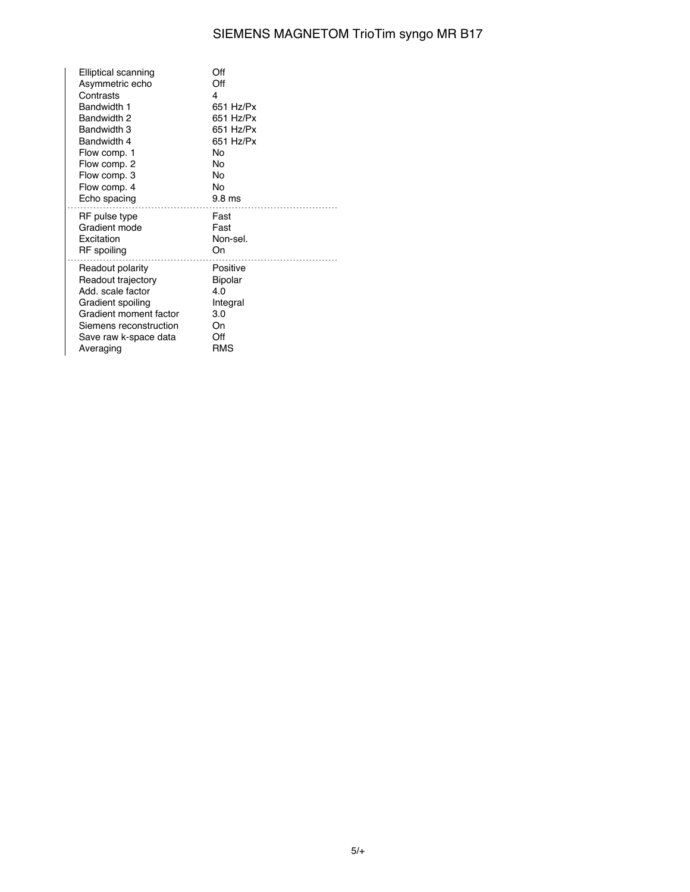| | |
|---|---|
| Elliptical scanning | Off |
| Asymmetric echo | Off |
| Contrasts | 4 |
| Bandwidth 1 | 651 Hz/Px |
| Bandwidth 2 | 651 Hz/Px |
| Bandwidth 3 | 651 Hz/Px |
| Bandwidth 4 | 651 Hz/Px |
| Flow comp. 1 | No |
| Flow comp. 2 | No |
| Flow comp. 3 | No |
| Flow comp. 4 | No |
| Echo spacing | 9.8 ms |
| RF pulse type | Fast |
| Gradient mode | Fast |
| Excitation | Non-sel. |
| RF spoiling | On |
| Readout polarity | Positive |
| Readout trajectory | Bipolar |
| Add. scale factor | 4.0 |
| Gradient spoiling | Integral |
| Gradient moment factor | 3.0 |
| Siemens reconstruction | On |
| Save raw k-space data | Off |
| Averaging | RMS |